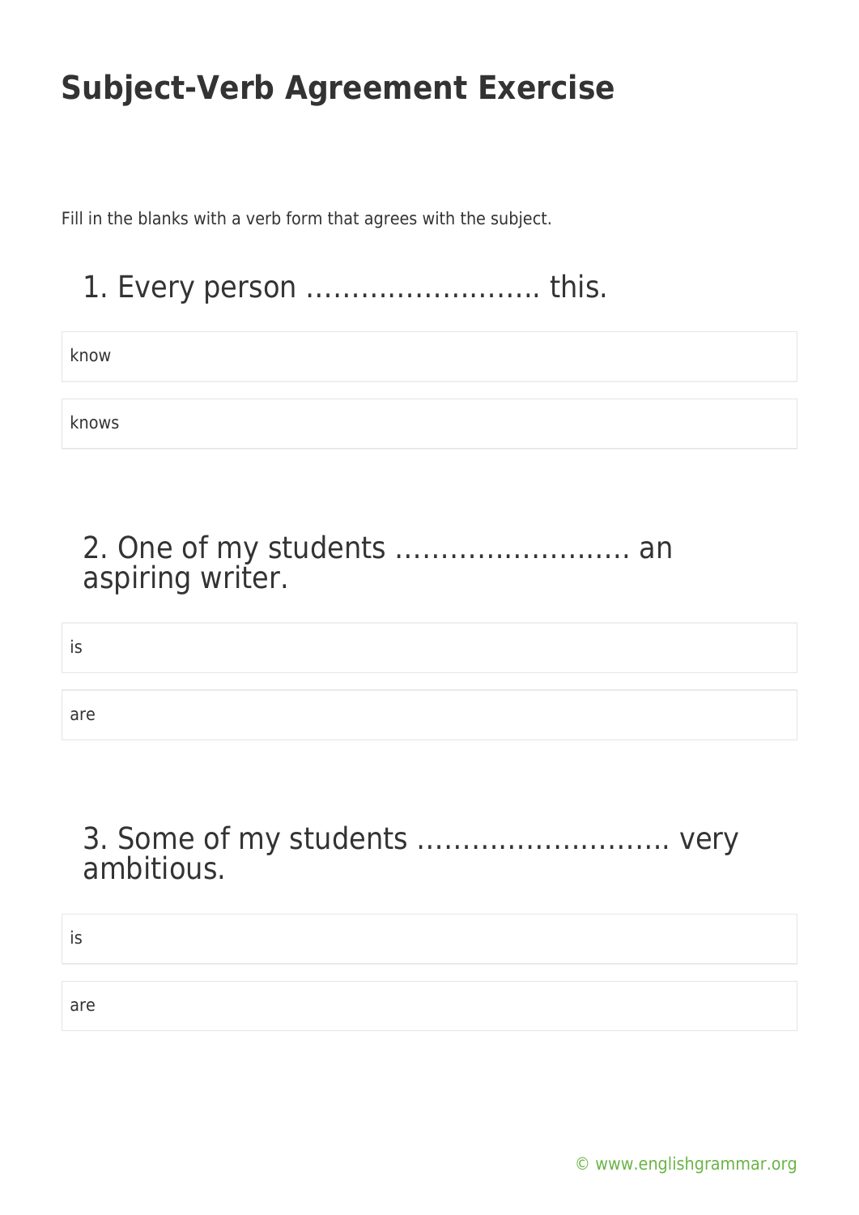# Subject-Verb Agreement Exercise

Fill in the blanks with a verb form that agrees with the subject.

## 1. Every person …………………….. this.

know

knows

## 2. One of my students …………………….. an aspiring writer.

is

are

## 3. Some of my students ……………………… very ambitious.

is

are

© www.englishgrammar.org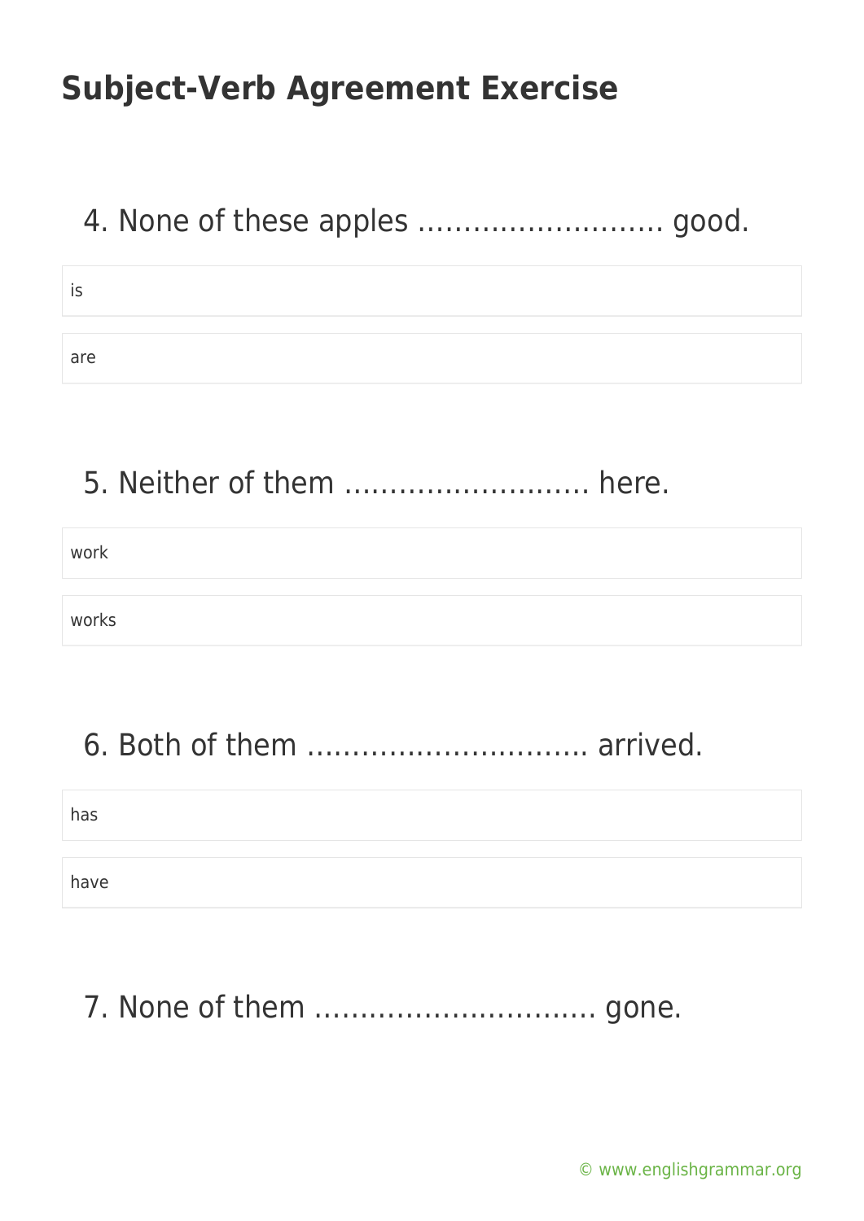# Subject-Verb Agreement Exercise

4. None of these apples ……………………… good.

- is
- are

5. Neither of them ……………………… here.

- work
- works

6. Both of them ………………………… arrived.

- has
- have

7. None of them ………………………… gone.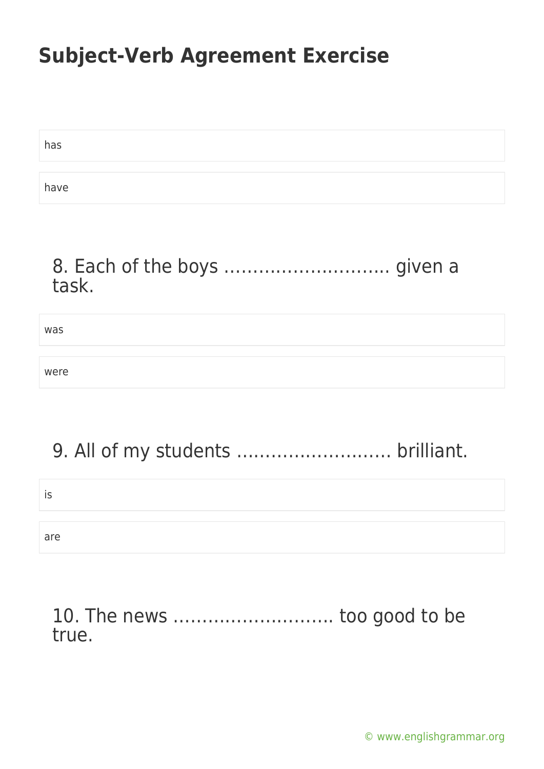# Subject-Verb Agreement Exercise

has

have

8. Each of the boys ……………………….. given a task.

was

were

9. All of my students ……………………… brilliant.

is

are

10. The news ………………………. too good to be true.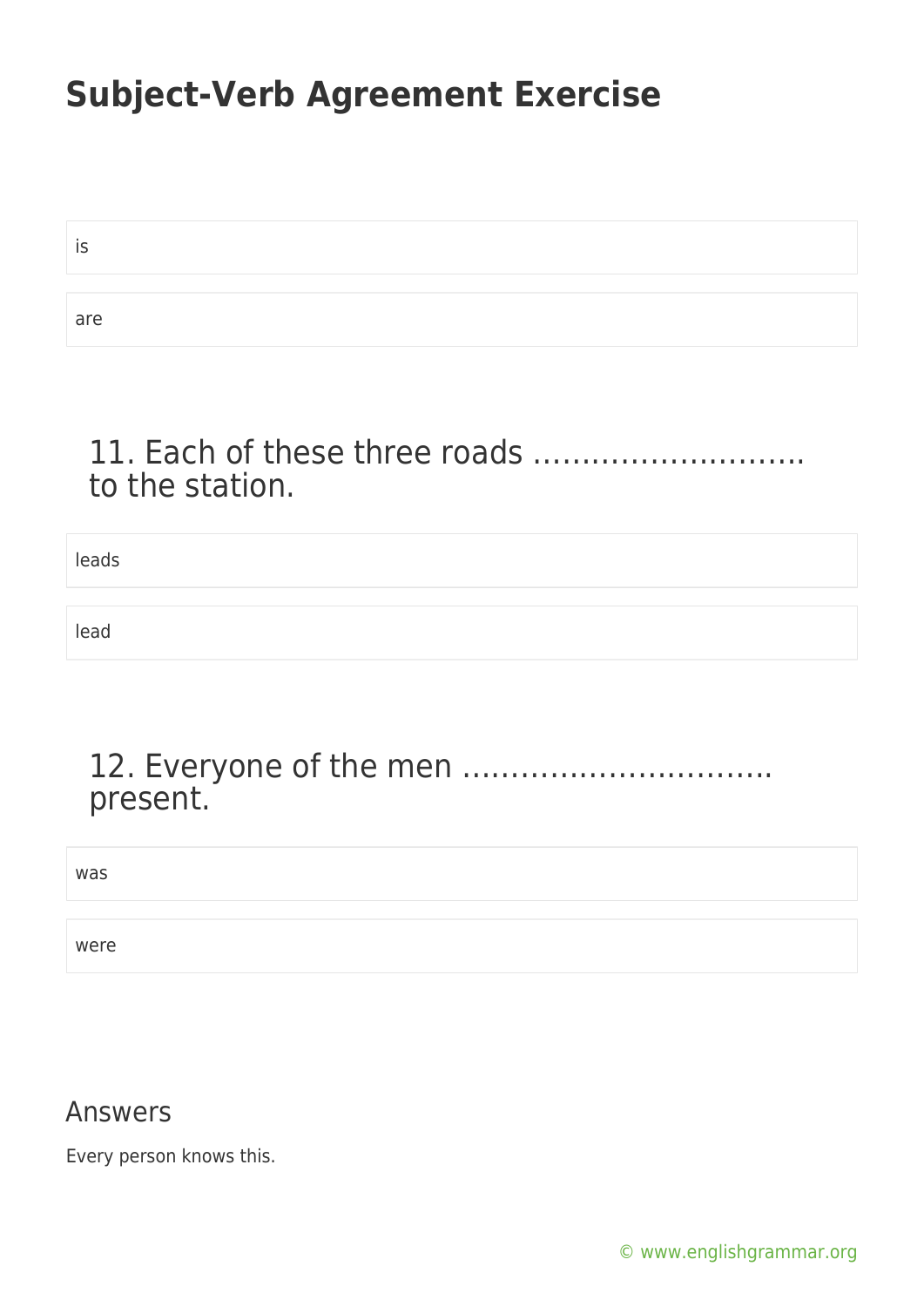# Subject-Verb Agreement Exercise

is

are

### 11. Each of these three roads ………………………. to the station.

leads

lead

### 12. Everyone of the men ………………………….. present.

was

were

## Answers

Every person knows this.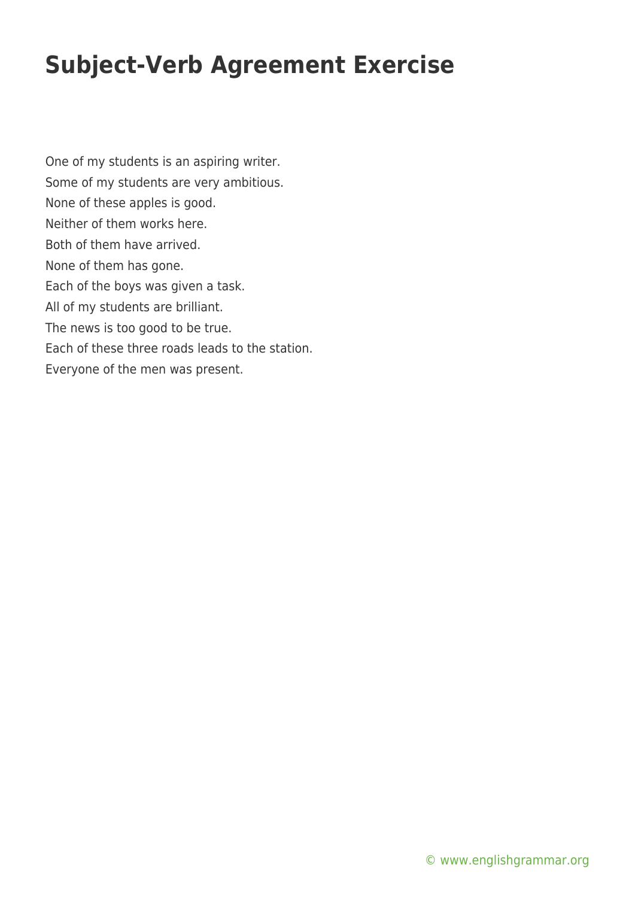# Subject-Verb Agreement Exercise

One of my students is an aspiring writer.
Some of my students are very ambitious.
None of these apples is good.
Neither of them works here.
Both of them have arrived.
None of them has gone.
Each of the boys was given a task.
All of my students are brilliant.
The news is too good to be true.
Each of these three roads leads to the station.
Everyone of the men was present.

© www.englishgrammar.org